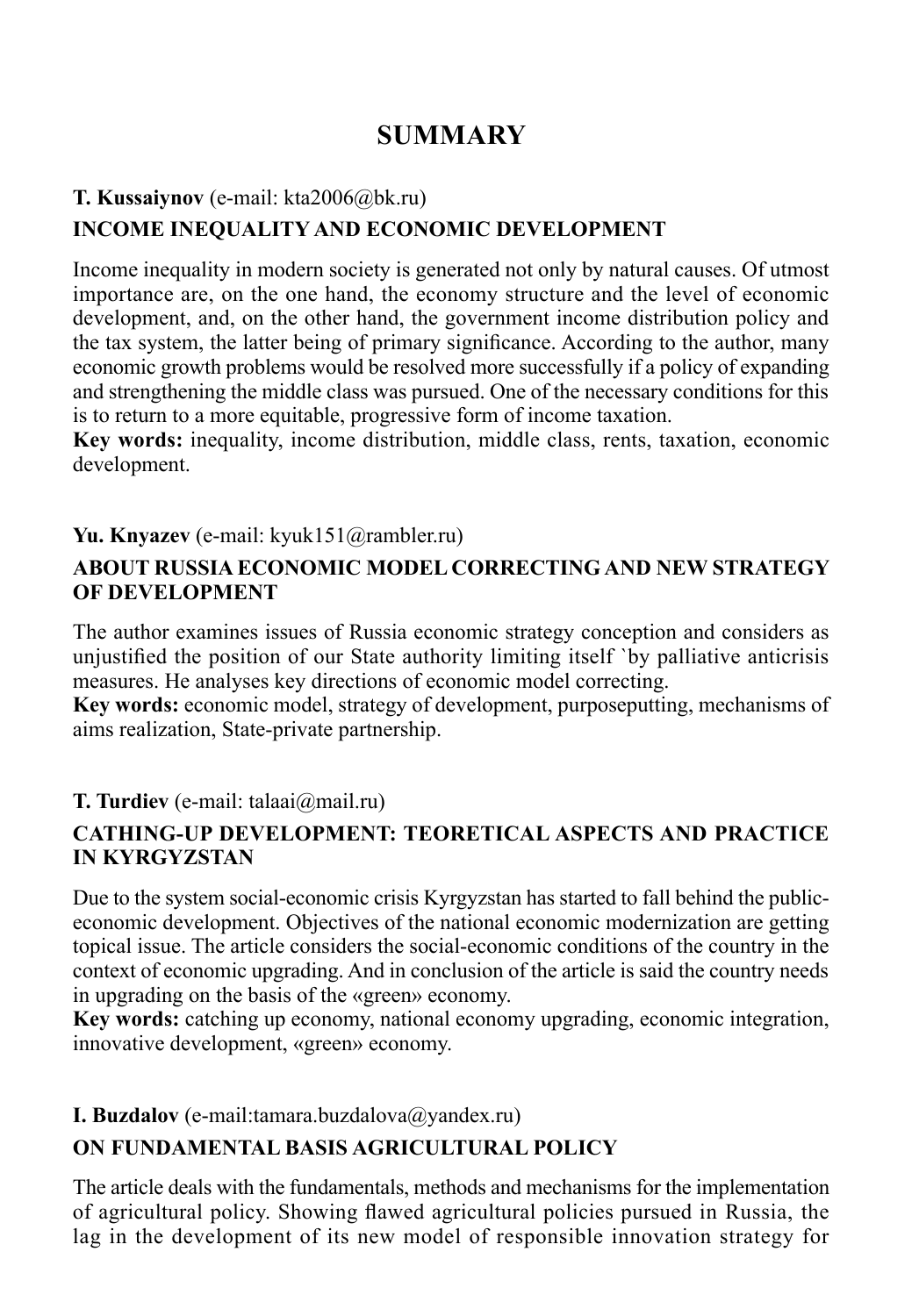# SUMMARY

**T. Kussaiynov** (e-mail: kta2006@bk.ru)

**INCOME INEQUALITY AND ECONOMIC DEVELOPMENT**

Income inequality in modern society is generated not only by natural causes. Of utmost importance are, on the one hand, the economy structure and the level of economic development, and, on the other hand, the government income distribution policy and the tax system, the latter being of primary significance. According to the author, many economic growth problems would be resolved more successfully if a policy of expanding and strengthening the middle class was pursued. One of the necessary conditions for this is to return to a more equitable, progressive form of income taxation.

**Key words:** inequality, income distribution, middle class, rents, taxation, economic development.

**Yu. Knyazev** (e-mail: kyuk151@rambler.ru)

**ABOUT RUSSIA ECONOMIC MODEL CORRECTING AND NEW STRATEGY OF DEVELOPMENT**

The author examines issues of Russia economic strategy conception and considers as unjustified the position of our State authority limiting itself `by palliative anticrisis measures. He analyses key directions of economic model correcting.

**Key words:** economic model, strategy of development, purposeputting, mechanisms of aims realization, State-private partnership.

**T. Turdiev** (e-mail: talaai@mail.ru)

**CATHING-UP DEVELOPMENT: TEORETICAL ASPECTS AND PRACTICE IN KYRGYZSTAN**

Due to the system social-economic crisis Kyrgyzstan has started to fall behind the public-economic development. Objectives of the national economic modernization are getting topical issue. The article considers the social-economic conditions of the country in the context of economic upgrading. And in conclusion of the article is said the country needs in upgrading on the basis of the «green» economy.

**Key words:** catching up economy, national economy upgrading, economic integration, innovative development, «green» economy.

**I. Buzdalov** (e-mail:tamara.buzdalova@yandex.ru)

**ON FUNDAMENTAL BASIS AGRICULTURAL POLICY**

The article deals with the fundamentals, methods and mechanisms for the implementation of agricultural policy. Showing flawed agricultural policies pursued in Russia, the lag in the development of its new model of responsible innovation strategy for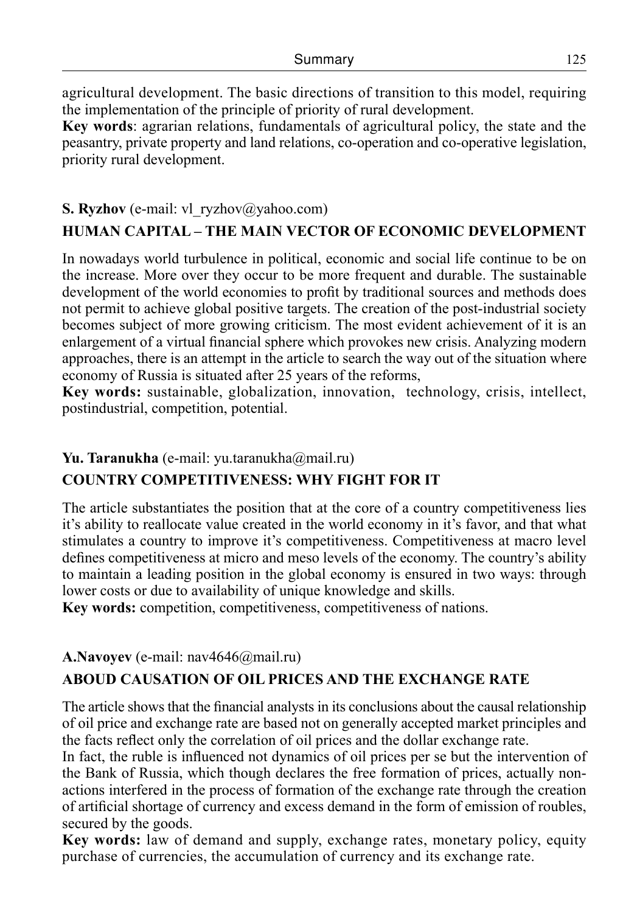agricultural development. The basic directions of transition to this model, requiring the implementation of the principle of priority of rural development.

**Key words**: agrarian relations, fundamentals of agricultural policy, the state and the peasantry, private property and land relations, co-operation and co-operative legislation, priority rural development.

**S. Ryzhov** (e-mail: vl_ryzhov@yahoo.com)

## HUMAN CAPITAL – THE MAIN VECTOR OF ECONOMIC DEVELOPMENT

In nowadays world turbulence in political, economic and social life continue to be on the increase. More over they occur to be more frequent and durable. The sustainable development of the world economies to profit by traditional sources and methods does not permit to achieve global positive targets. The creation of the post-industrial society becomes subject of more growing criticism. The most evident achievement of it is an enlargement of a virtual financial sphere which provokes new crisis. Analyzing modern approaches, there is an attempt in the article to search the way out of the situation where economy of Russia is situated after 25 years of the reforms,

**Key words:** sustainable, globalization, innovation, technology, crisis, intellect, postindustrial, competition, potential.

**Yu. Taranukha** (e-mail: yu.taranukha@mail.ru)

## COUNTRY COMPETITIVENESS: WHY FIGHT FOR IT

The article substantiates the position that at the core of a country competitiveness lies it's ability to reallocate value created in the world economy in it's favor, and that what stimulates a country to improve it's competitiveness. Competitiveness at macro level defines competitiveness at micro and meso levels of the economy. The country's ability to maintain a leading position in the global economy is ensured in two ways: through lower costs or due to availability of unique knowledge and skills.

**Key words:** competition, competitiveness, competitiveness of nations.

**A.Navoyev** (e-mail: nav4646@mail.ru)

## ABOUD CAUSATION OF OIL PRICES AND THE EXCHANGE RATE

The article shows that the financial analysts in its conclusions about the causal relationship of oil price and exchange rate are based not on generally accepted market principles and the facts reflect only the correlation of oil prices and the dollar exchange rate.

In fact, the ruble is influenced not dynamics of oil prices per se but the intervention of the Bank of Russia, which though declares the free formation of prices, actually non-actions interfered in the process of formation of the exchange rate through the creation of artificial shortage of currency and excess demand in the form of emission of roubles, secured by the goods.

**Key words:** law of demand and supply, exchange rates, monetary policy, equity purchase of currencies, the accumulation of currency and its exchange rate.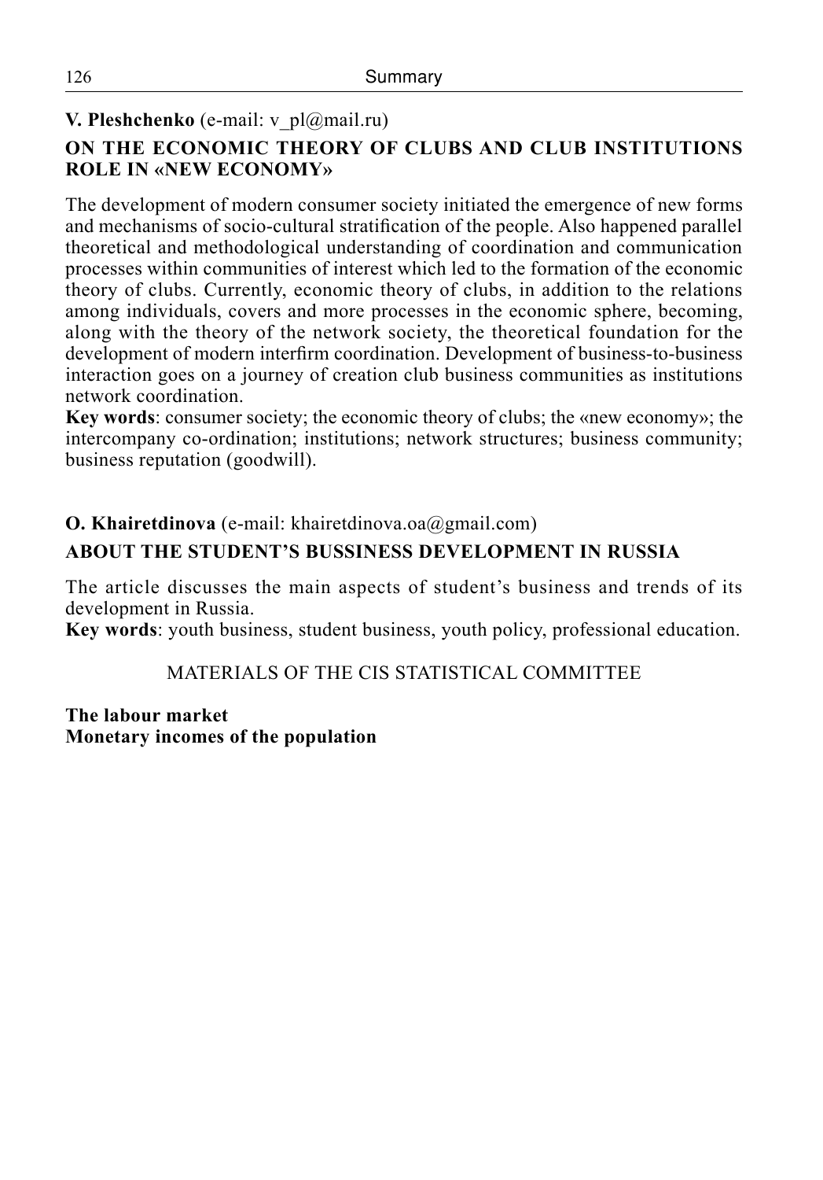**V. Pleshchenko** (e-mail: v_pl@mail.ru)

## ON THE ECONOMIC THEORY OF CLUBS AND CLUB INSTITUTIONS ROLE IN «NEW ECONOMY»

The development of modern consumer society initiated the emergence of new forms and mechanisms of socio-cultural stratification of the people. Also happened parallel theoretical and methodological understanding of coordination and communication processes within communities of interest which led to the formation of the economic theory of clubs. Currently, economic theory of clubs, in addition to the relations among individuals, covers and more processes in the economic sphere, becoming, along with the theory of the network society, the theoretical foundation for the development of modern interfirm coordination. Development of business-to-business interaction goes on a journey of creation club business communities as institutions network coordination.

**Key words**: consumer society; the economic theory of clubs; the «new economy»; the intercompany co-ordination; institutions; network structures; business community; business reputation (goodwill).

**O. Khairetdinova** (e-mail: khairetdinova.oa@gmail.com)

## ABOUT THE STUDENT'S BUSSINESS DEVELOPMENT IN RUSSIA

The article discusses the main aspects of student's business and trends of its development in Russia.

**Key words**: youth business, student business, youth policy, professional education.

MATERIALS OF THE CIS STATISTICAL COMMITTEE

**The labour market**
**Monetary incomes of the population**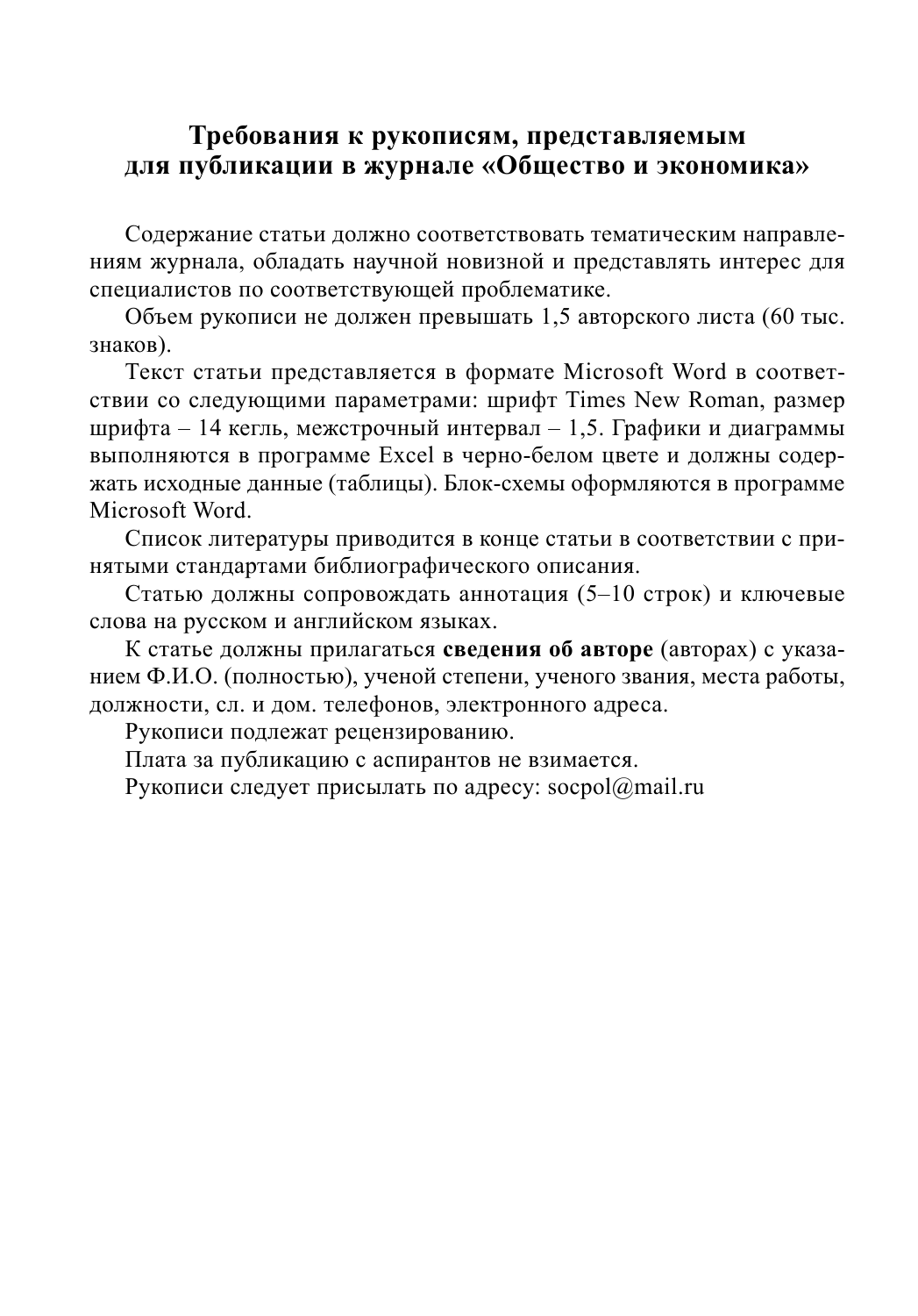# Требования к рукописям, представляемым для публикации в журнале «Общество и экономика»

Содержание статьи должно соответствовать тематическим направлениям журнала, обладать научной новизной и представлять интерес для специалистов по соответствующей проблематике.

Объем рукописи не должен превышать 1,5 авторского листа (60 тыс. знаков).

Текст статьи представляется в формате Microsoft Word в соответствии со следующими параметрами: шрифт Times New Roman, размер шрифта – 14 кегль, межстрочный интервал – 1,5. Графики и диаграммы выполняются в программе Excel в черно-белом цвете и должны содержать исходные данные (таблицы). Блок-схемы оформляются в программе Microsoft Word.

Список литературы приводится в конце статьи в соответствии с принятыми стандартами библиографического описания.

Статью должны сопровождать аннотация (5–10 строк) и ключевые слова на русском и английском языках.

К статье должны прилагаться **сведения об авторе** (авторах) с указанием Ф.И.О. (полностью), ученой степени, ученого звания, места работы, должности, сл. и дом. телефонов, электронного адреса.

Рукописи подлежат рецензированию.

Плата за публикацию с аспирантов не взимается.

Рукописи следует присылать по адресу: socpol@mail.ru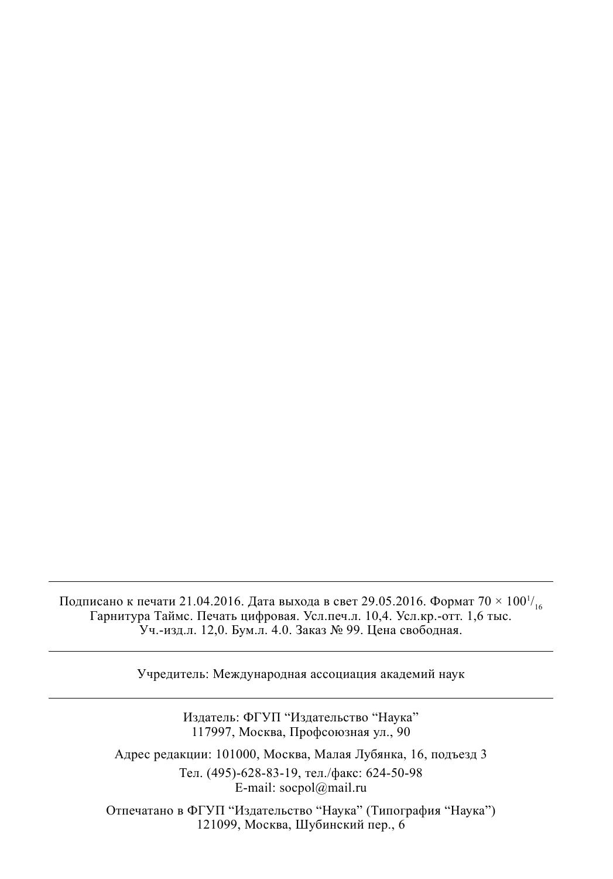Подписано к печати 21.04.2016. Дата выхода в свет 29.05.2016. Формат $70 \times 100^{1}/_{16}$
Гарнитура Таймс. Печать цифровая. Усл.печ.л. 10,4. Усл.кр.-отт. 1,6 тыс.
Уч.-изд.л. 12,0. Бум.л. 4.0. Заказ № 99. Цена свободная.

---

Учредитель: Международная ассоциация академий наук

---

Издатель: ФГУП “Издательство “Наука”
117997, Москва, Профсоюзная ул., 90

Адрес редакции: 101000, Москва, Малая Лубянка, 16, подъезд 3

Тел. (495)-628-83-19, тел./факс: 624-50-98
E-mail: socpol@mail.ru

Отпечатано в ФГУП “Издательство “Наука” (Типография “Наука”)
121099, Москва, Шубинский пер., 6